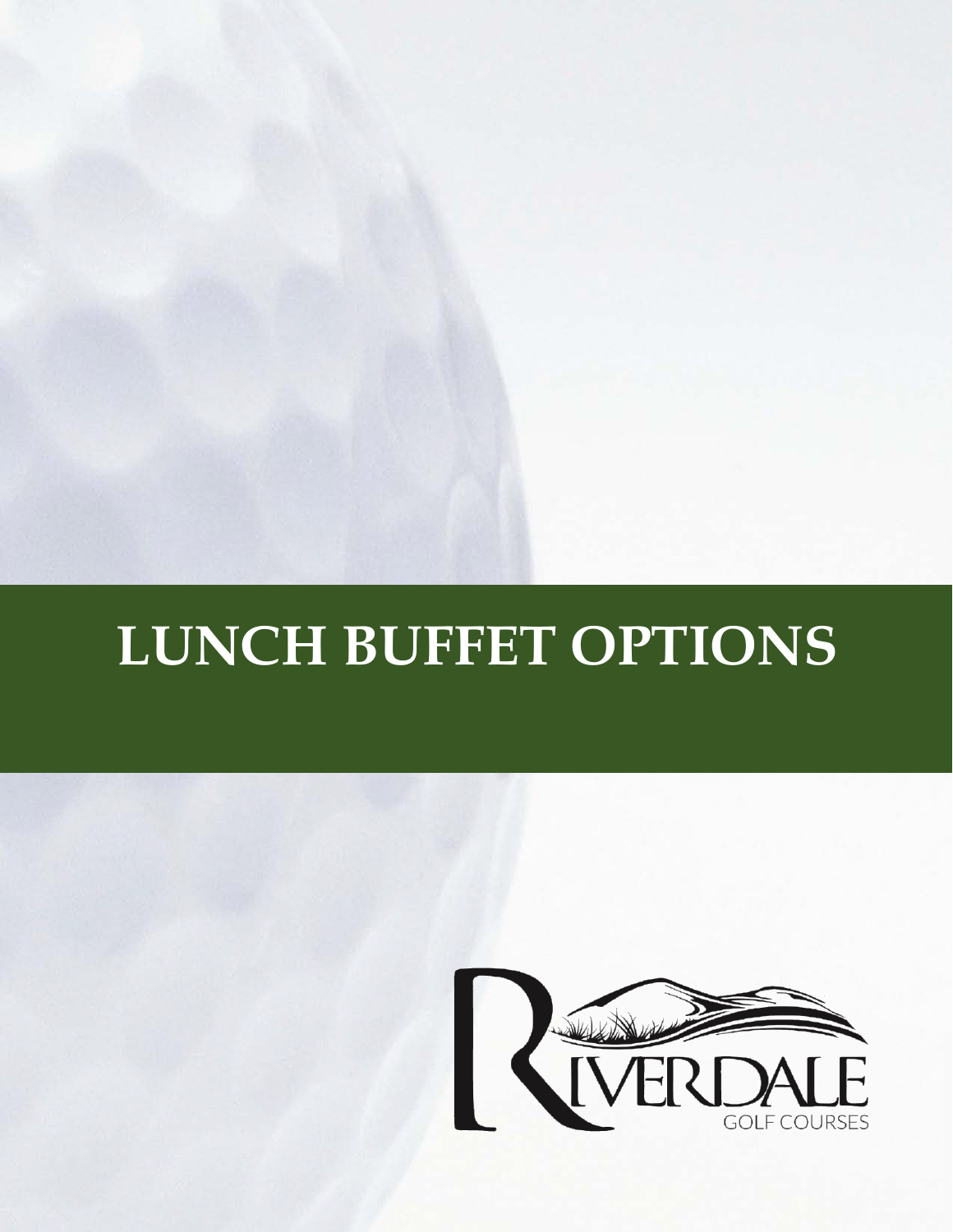# LUNCH BUFFET OPTIONS

RIVERDALE

GOLF COURSES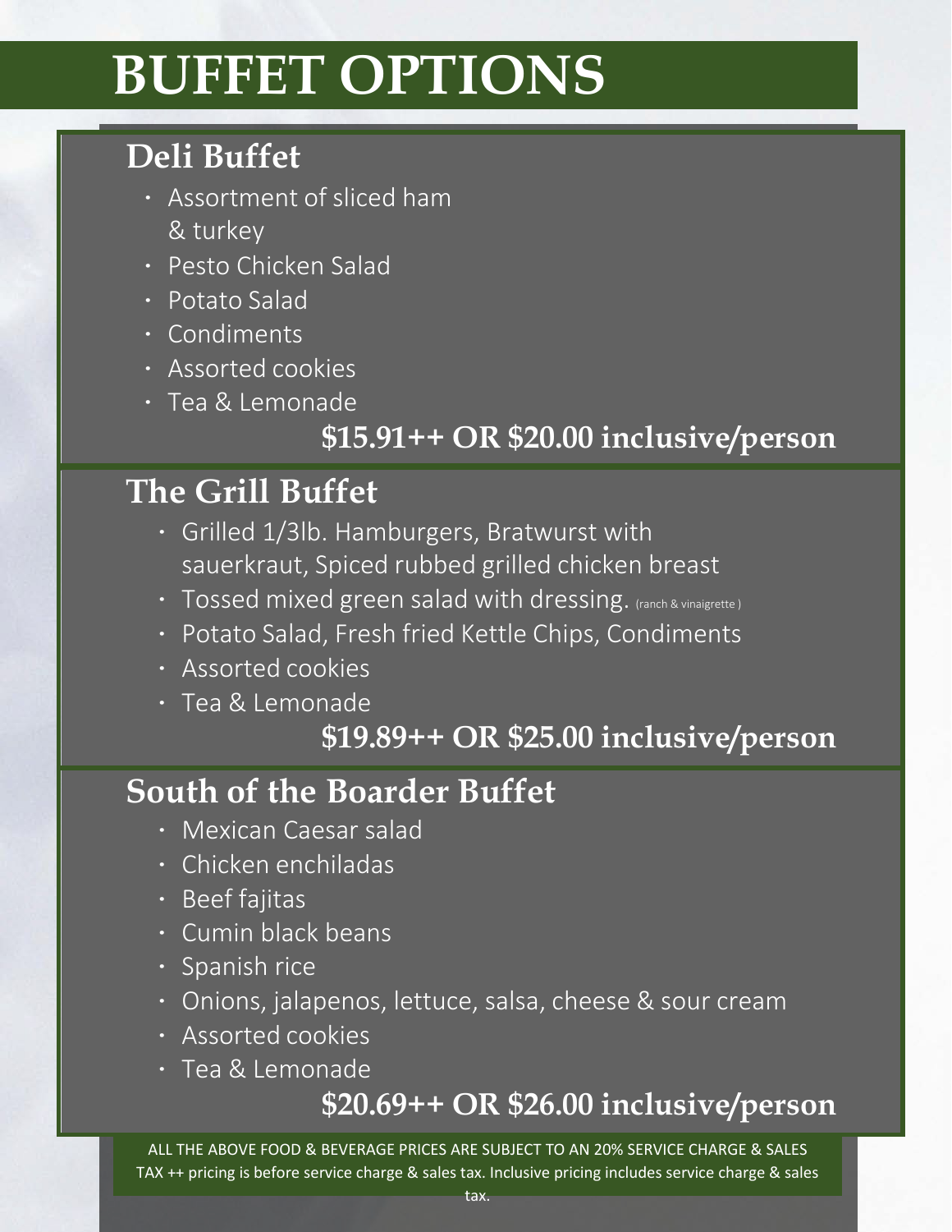# BUFFET OPTIONS

## Deli Buffet

- Assortment of sliced ham & turkey
- Pesto Chicken Salad
- Potato Salad
- Condiments
- Assorted cookies
- Tea & Lemonade

**$15.91++ OR $20.00 inclusive/person**

## The Grill Buffet

- Grilled 1/3lb. Hamburgers, Bratwurst with sauerkraut, Spiced rubbed grilled chicken breast
- Tossed mixed green salad with dressing. (ranch & vinaigrette )
- Potato Salad, Fresh fried Kettle Chips, Condiments
- Assorted cookies
- Tea & Lemonade

**$19.89++ OR $25.00 inclusive/person**

## South of the Boarder Buffet

- Mexican Caesar salad
- Chicken enchiladas
- Beef fajitas
- Cumin black beans
- Spanish rice
- Onions, jalapenos, lettuce, salsa, cheese & sour cream
- Assorted cookies
- Tea & Lemonade

**$20.69++ OR $26.00 inclusive/person**

ALL THE ABOVE FOOD & BEVERAGE PRICES ARE SUBJECT TO AN 20% SERVICE CHARGE & SALES TAX ++ pricing is before service charge & sales tax. Inclusive pricing includes service charge & sales tax.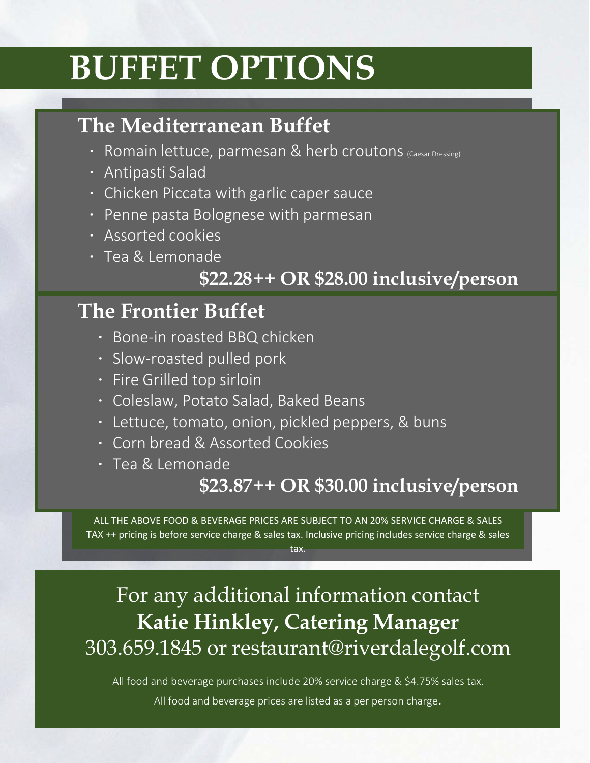# BUFFET OPTIONS

## The Mediterranean Buffet

- Romain lettuce, parmesan & herb croutons (Caesar Dressing)
- Antipasti Salad
- Chicken Piccata with garlic caper sauce
- Penne pasta Bolognese with parmesan
- Assorted cookies
- Tea & Lemonade

**$22.28++ OR $28.00 inclusive/person**

## The Frontier Buffet

- Bone-in roasted BBQ chicken
- Slow-roasted pulled pork
- Fire Grilled top sirloin
- Coleslaw, Potato Salad, Baked Beans
- Lettuce, tomato, onion, pickled peppers, & buns
- Corn bread & Assorted Cookies
- Tea & Lemonade

**$23.87++ OR $30.00 inclusive/person**

ALL THE ABOVE FOOD & BEVERAGE PRICES ARE SUBJECT TO AN 20% SERVICE CHARGE & SALES TAX ++ pricing is before service charge & sales tax. Inclusive pricing includes service charge & sales tax.

For any additional information contact
**Katie Hinkley, Catering Manager**
303.659.1845 or restaurant@riverdalegolf.com

All food and beverage purchases include 20% service charge & $4.75% sales tax.

All food and beverage prices are listed as a per person charge.